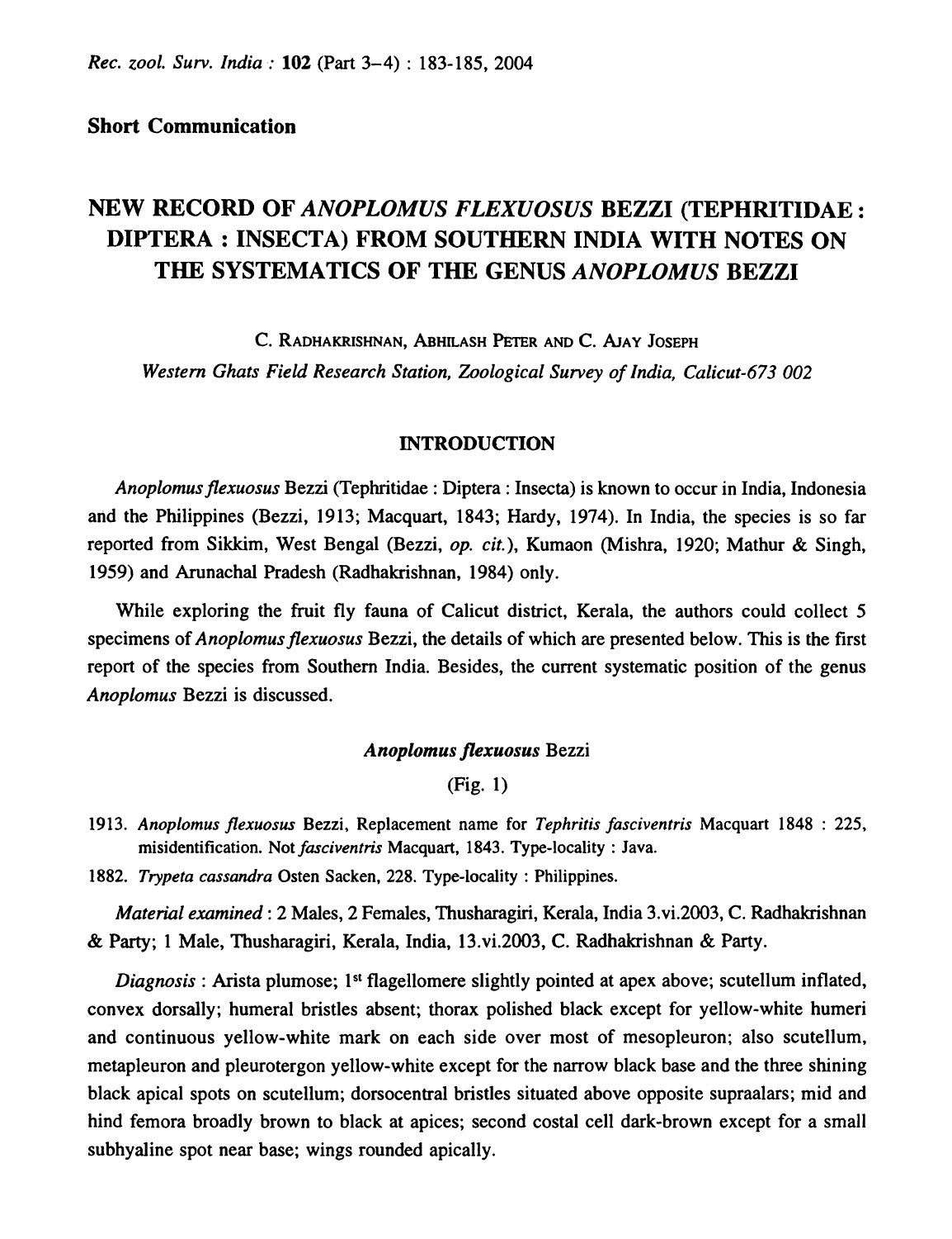**Short Communication**

# NEW RECORD OF *ANOPLOMUS FLEXUOSUS* BEZZI (TEPHRITIDAE : DIPTERA : INSECTA) FROM SOUTHERN INDIA WITH NOTES ON THE SYSTEMATICS OF THE GENUS *ANOPLOMUS* BEZZI

C. RADHAKRISHNAN, ABHILASH PETER AND C. AJAY JOSEPH

*Western Ghats Field Research Station, Zoological Survey of India, Calicut-673 002*

## INTRODUCTION

*Anoplomus flexuosus* Bezzi (Tephritidae : Diptera : Insecta) is known to occur in India, Indonesia and the Philippines (Bezzi, 1913; Macquart, 1843; Hardy, 1974). In India, the species is so far reported from Sikkim, West Bengal (Bezzi, *op. cit.*), Kumaon (Mishra, 1920; Mathur & Singh, 1959) and Arunachal Pradesh (Radhakrishnan, 1984) only.

While exploring the fruit fly fauna of Calicut district, Kerala, the authors could collect 5 specimens of *Anoplomus flexuosus* Bezzi, the details of which are presented below. This is the first report of the species from Southern India. Besides, the current systematic position of the genus *Anoplomus* Bezzi is discussed.

### *Anoplomus flexuosus* Bezzi

(Fig. 1)

1913. *Anoplomus flexuosus* Bezzi, Replacement name for *Tephritis fasciventris* Macquart 1848 : 225, misidentification. Not *fasciventris* Macquart, 1843. Type-locality : Java.

1882. *Trypeta cassandra* Osten Sacken, 228. Type-locality : Philippines.

*Material examined* : 2 Males, 2 Females, Thusharagiri, Kerala, India 3.vi.2003, C. Radhakrishnan & Party; 1 Male, Thusharagiri, Kerala, India, 13.vi.2003, C. Radhakrishnan & Party.

*Diagnosis* : Arista plumose; 1st flagellomere slightly pointed at apex above; scutellum inflated, convex dorsally; humeral bristles absent; thorax polished black except for yellow-white humeri and continuous yellow-white mark on each side over most of mesopleuron; also scutellum, metapleuron and pleurotergon yellow-white except for the narrow black base and the three shining black apical spots on scutellum; dorsocentral bristles situated above opposite supraalars; mid and hind femora broadly brown to black at apices; second costal cell dark-brown except for a small subhyaline spot near base; wings rounded apically.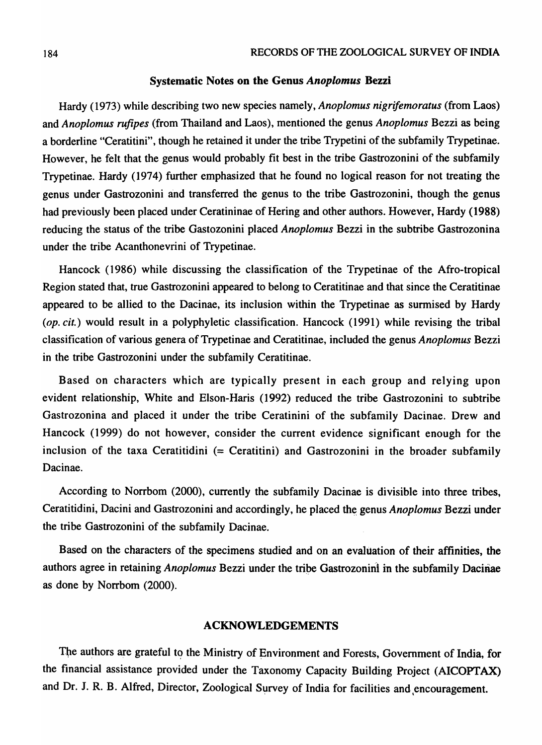### Systematic Notes on the Genus *Anoplomus* Bezzi

Hardy (1973) while describing two new species namely, *Anoplomus nigrifemoratus* (from Laos) and *Anoplomus rufipes* (from Thailand and Laos), mentioned the genus *Anoplomus* Bezzi as being a borderline "Ceratitini", though he retained it under the tribe Trypetini of the subfamily Trypetinae. However, he felt that the genus would probably fit best in the tribe Gastrozonini of the subfamily Trypetinae. Hardy (1974) further emphasized that he found no logical reason for not treating the genus under Gastrozonini and transferred the genus to the tribe Gastrozonini, though the genus had previously been placed under Ceratininae of Hering and other authors. However, Hardy (1988) reducing the status of the tribe Gastozonini placed *Anoplomus* Bezzi in the subtribe Gastrozonina under the tribe Acanthonevrini of Trypetinae.

Hancock (1986) while discussing the classification of the Trypetinae of the Afro-tropical Region stated that, true Gastrozonini appeared to belong to Ceratitinae and that since the Ceratitinae appeared to be allied to the Dacinae, its inclusion within the Trypetinae as surmised by Hardy (*op. cit.*) would result in a polyphyletic classification. Hancock (1991) while revising the tribal classification of various genera of Trypetinae and Ceratitinae, included the genus *Anoplomus* Bezzi in the tribe Gastrozonini under the subfamily Ceratitinae.

Based on characters which are typically present in each group and relying upon evident relationship, White and Elson-Haris (1992) reduced the tribe Gastrozonini to subtribe Gastrozonina and placed it under the tribe Ceratinini of the subfamily Dacinae. Drew and Hancock (1999) do not however, consider the current evidence significant enough for the inclusion of the taxa Ceratitidini (= Ceratitini) and Gastrozonini in the broader subfamily Dacinae.

According to Norrbom (2000), currently the subfamily Dacinae is divisible into three tribes, Ceratitidini, Dacini and Gastrozonini and accordingly, he placed the genus *Anoplomus* Bezzi under the tribe Gastrozonini of the subfamily Dacinae.

Based on the characters of the specimens studied and on an evaluation of their affinities, the authors agree in retaining *Anoplomus* Bezzi under the tribe Gastrozonini in the subfamily Dacinae as done by Norrbom (2000).

## ACKNOWLEDGEMENTS

The authors are grateful to the Ministry of Environment and Forests, Government of India, for the financial assistance provided under the Taxonomy Capacity Building Project (AICOPTAX) and Dr. J. R. B. Alfred, Director, Zoological Survey of India for facilities and encouragement.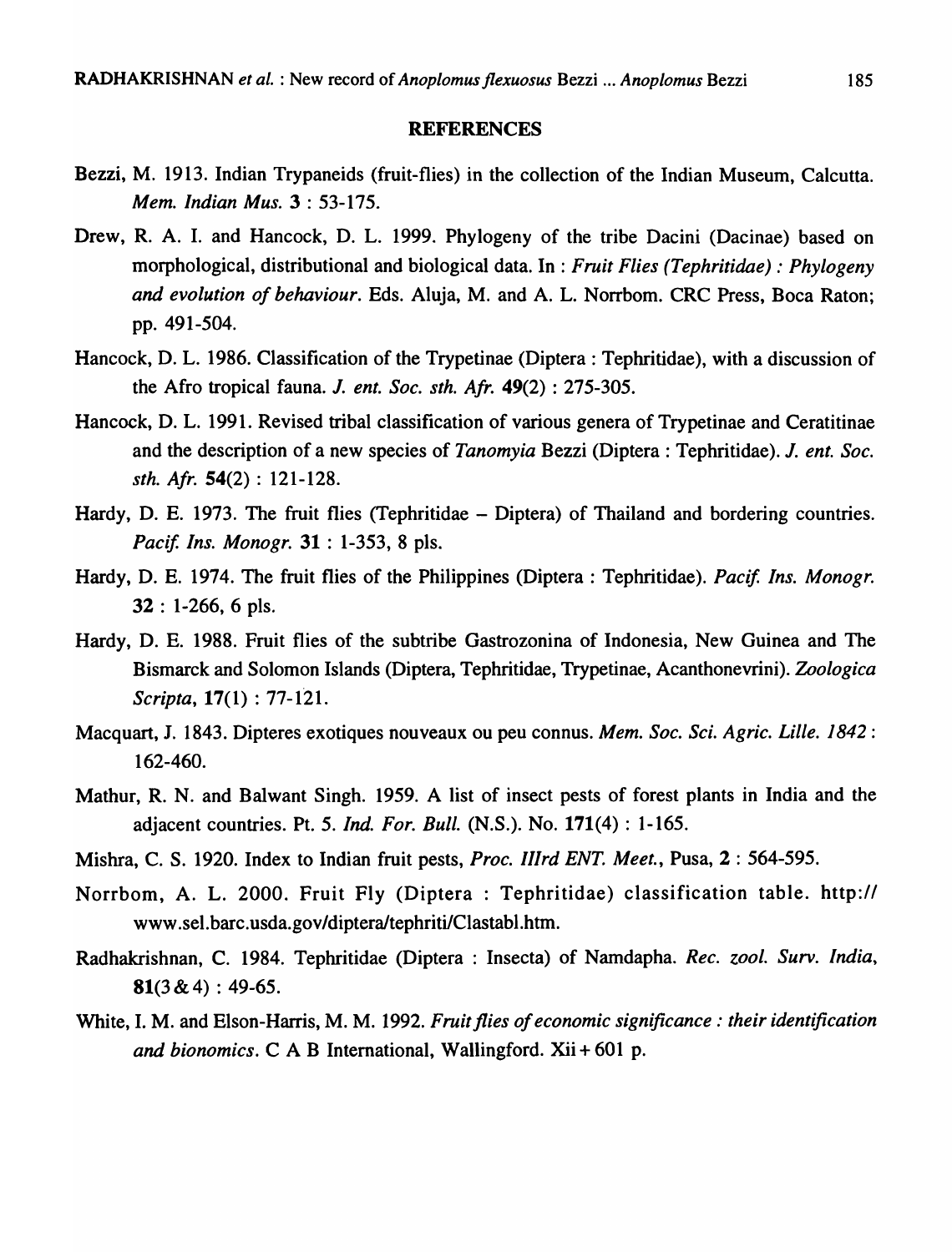## REFERENCES

Bezzi, M. 1913. Indian Trypaneids (fruit-flies) in the collection of the Indian Museum, Calcutta. *Mem. Indian Mus.* **3** : 53-175.

Drew, R. A. I. and Hancock, D. L. 1999. Phylogeny of the tribe Dacini (Dacinae) based on morphological, distributional and biological data. In : *Fruit Flies (Tephritidae) : Phylogeny and evolution of behaviour*. Eds. Aluja, M. and A. L. Norrbom. CRC Press, Boca Raton; pp. 491-504.

Hancock, D. L. 1986. Classification of the Trypetinae (Diptera : Tephritidae), with a discussion of the Afro tropical fauna. *J. ent. Soc. sth. Afr.* **49**(2) : 275-305.

Hancock, D. L. 1991. Revised tribal classification of various genera of Trypetinae and Ceratitinae and the description of a new species of *Tanomyia* Bezzi (Diptera : Tephritidae). *J. ent. Soc. sth. Afr.* **54**(2) : 121-128.

Hardy, D. E. 1973. The fruit flies (Tephritidae – Diptera) of Thailand and bordering countries. *Pacif. Ins. Monogr.* **31** : 1-353, 8 pls.

Hardy, D. E. 1974. The fruit flies of the Philippines (Diptera : Tephritidae). *Pacif. Ins. Monogr.* **32** : 1-266, 6 pls.

Hardy, D. E. 1988. Fruit flies of the subtribe Gastrozonina of Indonesia, New Guinea and The Bismarck and Solomon Islands (Diptera, Tephritidae, Trypetinae, Acanthonevrini). *Zoologica Scripta*, **17**(1) : 77-121.

Macquart, J. 1843. Dipteres exotiques nouveaux ou peu connus. *Mem. Soc. Sci. Agric. Lille. 1842* : 162-460.

Mathur, R. N. and Balwant Singh. 1959. A list of insect pests of forest plants in India and the adjacent countries. Pt. 5. *Ind. For. Bull.* (N.S.). No. **171**(4) : 1-165.

Mishra, C. S. 1920. Index to Indian fruit pests, *Proc. IIIrd ENT. Meet.*, Pusa, **2** : 564-595.

Norrbom, A. L. 2000. Fruit Fly (Diptera : Tephritidae) classification table. http://www.sel.barc.usda.gov/diptera/tephriti/Clastabl.htm.

Radhakrishnan, C. 1984. Tephritidae (Diptera : Insecta) of Namdapha. *Rec. zool. Surv. India*, **81**(3 & 4) : 49-65.

White, I. M. and Elson-Harris, M. M. 1992. *Fruit flies of economic significance : their identification and bionomics*. C A B International, Wallingford. Xii + 601 p.